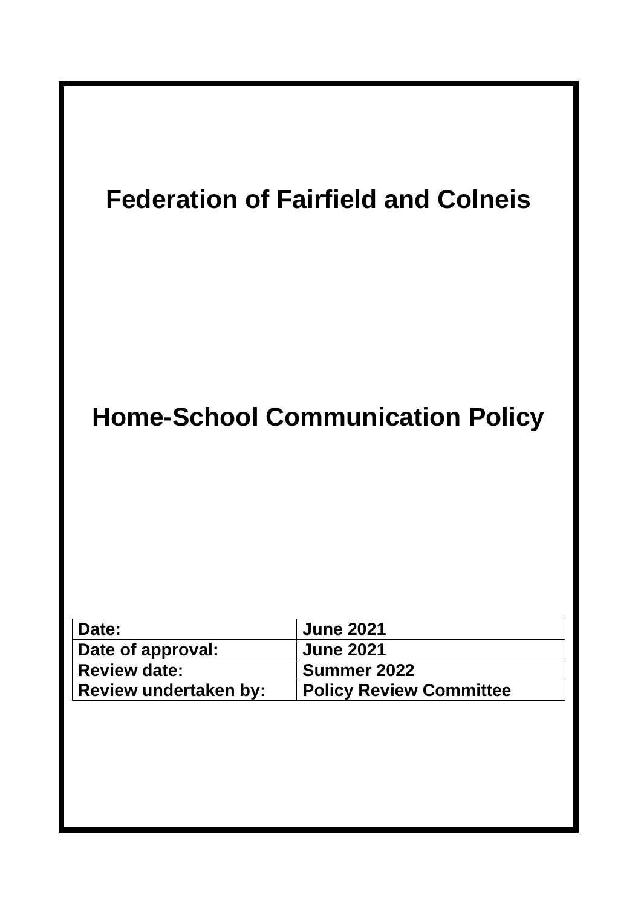# Federation of Fairfield and Colneis

# Home-School Communication Policy

| Date: | June 2021 |
|---|---|
| Date of approval: | June 2021 |
| Review date: | Summer 2022 |
| Review undertaken by: | Policy Review Committee |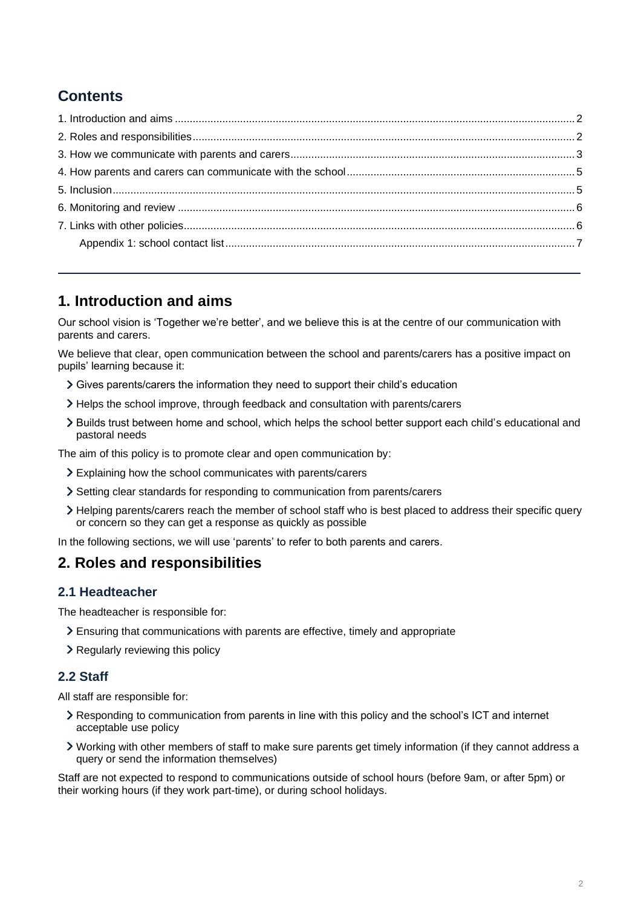## Contents

1. Introduction and aims ..... 2
2. Roles and responsibilities ..... 2
3. How we communicate with parents and carers ..... 3
4. How parents and carers can communicate with the school ..... 5
5. Inclusion ..... 5
6. Monitoring and review ..... 6
7. Links with other policies ..... 6
   Appendix 1: school contact list ..... 7

---

# 1. Introduction and aims

Our school vision is 'Together we're better', and we believe this is at the centre of our communication with parents and carers.

We believe that clear, open communication between the school and parents/carers has a positive impact on pupils' learning because it:

- Gives parents/carers the information they need to support their child's education
- Helps the school improve, through feedback and consultation with parents/carers
- Builds trust between home and school, which helps the school better support each child's educational and pastoral needs

The aim of this policy is to promote clear and open communication by:

- Explaining how the school communicates with parents/carers
- Setting clear standards for responding to communication from parents/carers
- Helping parents/carers reach the member of school staff who is best placed to address their specific query or concern so they can get a response as quickly as possible

In the following sections, we will use 'parents' to refer to both parents and carers.

# 2. Roles and responsibilities

## 2.1 Headteacher

The headteacher is responsible for:

- Ensuring that communications with parents are effective, timely and appropriate
- Regularly reviewing this policy

## 2.2 Staff

All staff are responsible for:

- Responding to communication from parents in line with this policy and the school's ICT and internet acceptable use policy
- Working with other members of staff to make sure parents get timely information (if they cannot address a query or send the information themselves)

Staff are not expected to respond to communications outside of school hours (before 9am, or after 5pm) or their working hours (if they work part-time), or during school holidays.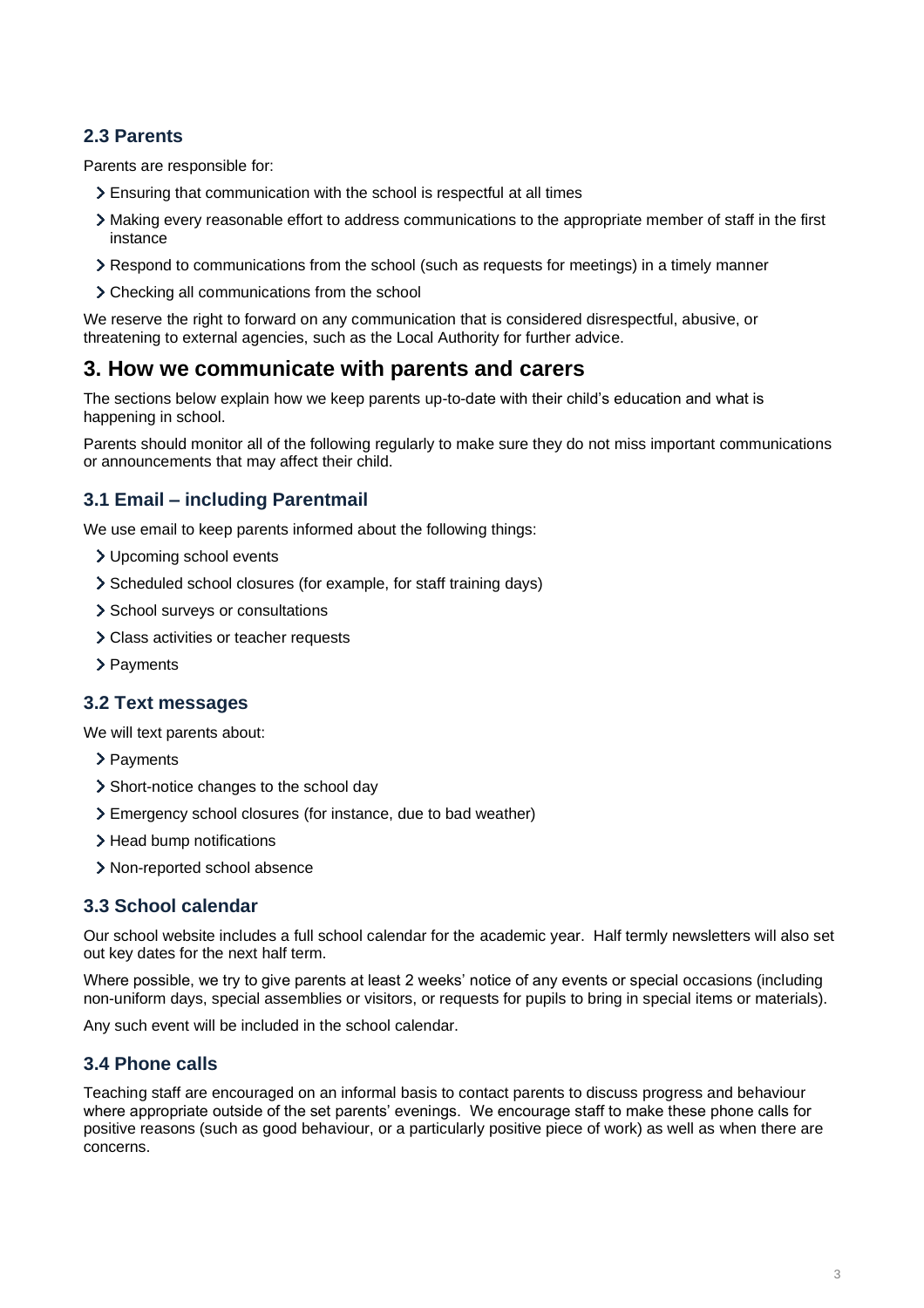### 2.3 Parents

Parents are responsible for:

- Ensuring that communication with the school is respectful at all times
- Making every reasonable effort to address communications to the appropriate member of staff in the first instance
- Respond to communications from the school (such as requests for meetings) in a timely manner
- Checking all communications from the school

We reserve the right to forward on any communication that is considered disrespectful, abusive, or threatening to external agencies, such as the Local Authority for further advice.

## 3. How we communicate with parents and carers

The sections below explain how we keep parents up-to-date with their child's education and what is happening in school.

Parents should monitor all of the following regularly to make sure they do not miss important communications or announcements that may affect their child.

### 3.1 Email – including Parentmail

We use email to keep parents informed about the following things:

- Upcoming school events
- Scheduled school closures (for example, for staff training days)
- School surveys or consultations
- Class activities or teacher requests
- Payments

### 3.2 Text messages

We will text parents about:

- Payments
- Short-notice changes to the school day
- Emergency school closures (for instance, due to bad weather)
- Head bump notifications
- Non-reported school absence

### 3.3 School calendar

Our school website includes a full school calendar for the academic year. Half termly newsletters will also set out key dates for the next half term.

Where possible, we try to give parents at least 2 weeks' notice of any events or special occasions (including non-uniform days, special assemblies or visitors, or requests for pupils to bring in special items or materials).

Any such event will be included in the school calendar.

### 3.4 Phone calls

Teaching staff are encouraged on an informal basis to contact parents to discuss progress and behaviour where appropriate outside of the set parents' evenings. We encourage staff to make these phone calls for positive reasons (such as good behaviour, or a particularly positive piece of work) as well as when there are concerns.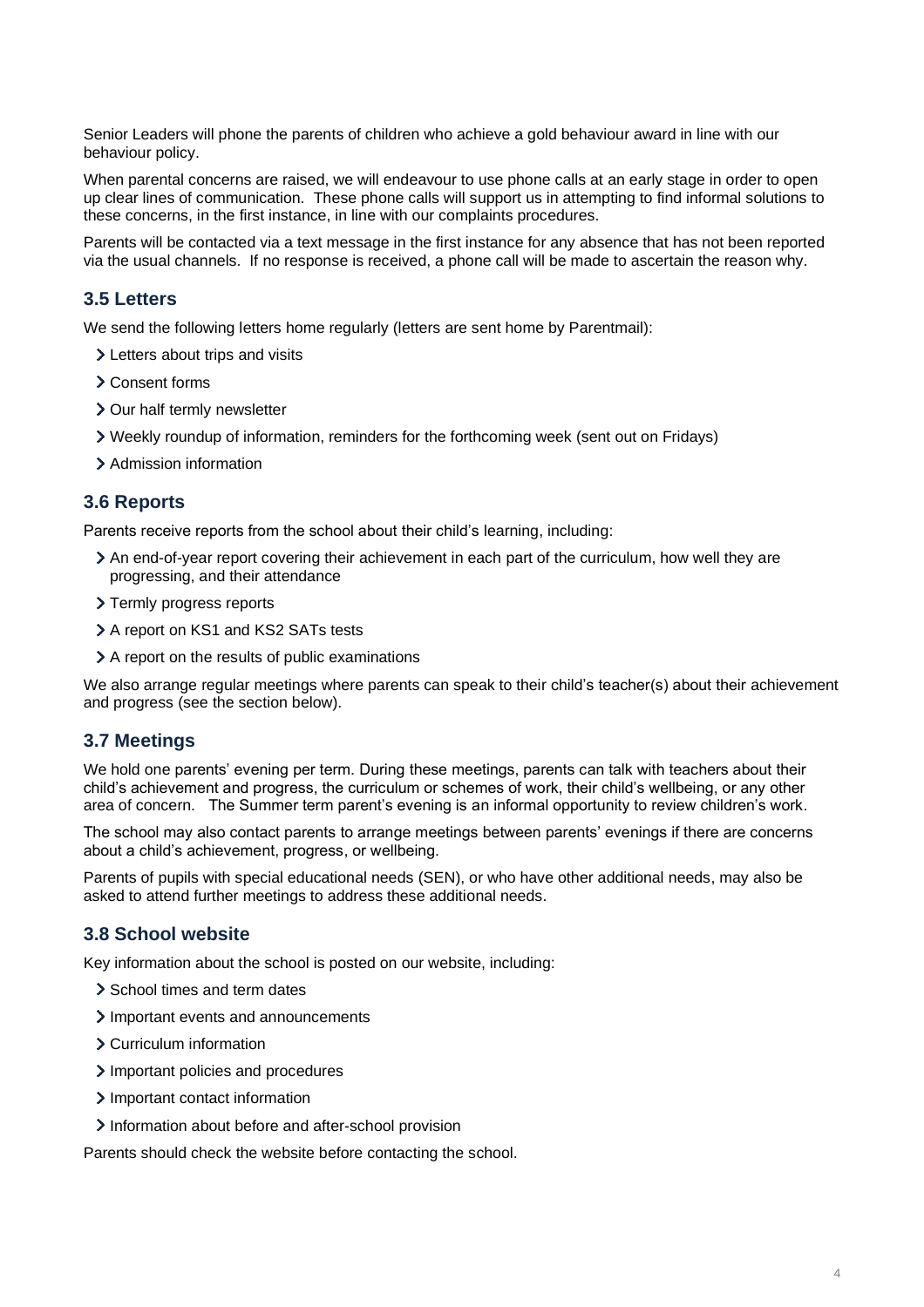Senior Leaders will phone the parents of children who achieve a gold behaviour award in line with our behaviour policy.

When parental concerns are raised, we will endeavour to use phone calls at an early stage in order to open up clear lines of communication. These phone calls will support us in attempting to find informal solutions to these concerns, in the first instance, in line with our complaints procedures.

Parents will be contacted via a text message in the first instance for any absence that has not been reported via the usual channels. If no response is received, a phone call will be made to ascertain the reason why.

### 3.5 Letters

We send the following letters home regularly (letters are sent home by Parentmail):

- Letters about trips and visits
- Consent forms
- Our half termly newsletter
- Weekly roundup of information, reminders for the forthcoming week (sent out on Fridays)
- Admission information

### 3.6 Reports

Parents receive reports from the school about their child's learning, including:

- An end-of-year report covering their achievement in each part of the curriculum, how well they are progressing, and their attendance
- Termly progress reports
- A report on KS1 and KS2 SATs tests
- A report on the results of public examinations

We also arrange regular meetings where parents can speak to their child's teacher(s) about their achievement and progress (see the section below).

### 3.7 Meetings

We hold one parents' evening per term. During these meetings, parents can talk with teachers about their child's achievement and progress, the curriculum or schemes of work, their child's wellbeing, or any other area of concern. The Summer term parent's evening is an informal opportunity to review children's work.

The school may also contact parents to arrange meetings between parents' evenings if there are concerns about a child's achievement, progress, or wellbeing.

Parents of pupils with special educational needs (SEN), or who have other additional needs, may also be asked to attend further meetings to address these additional needs.

### 3.8 School website

Key information about the school is posted on our website, including:

- School times and term dates
- Important events and announcements
- Curriculum information
- Important policies and procedures
- Important contact information
- Information about before and after-school provision

Parents should check the website before contacting the school.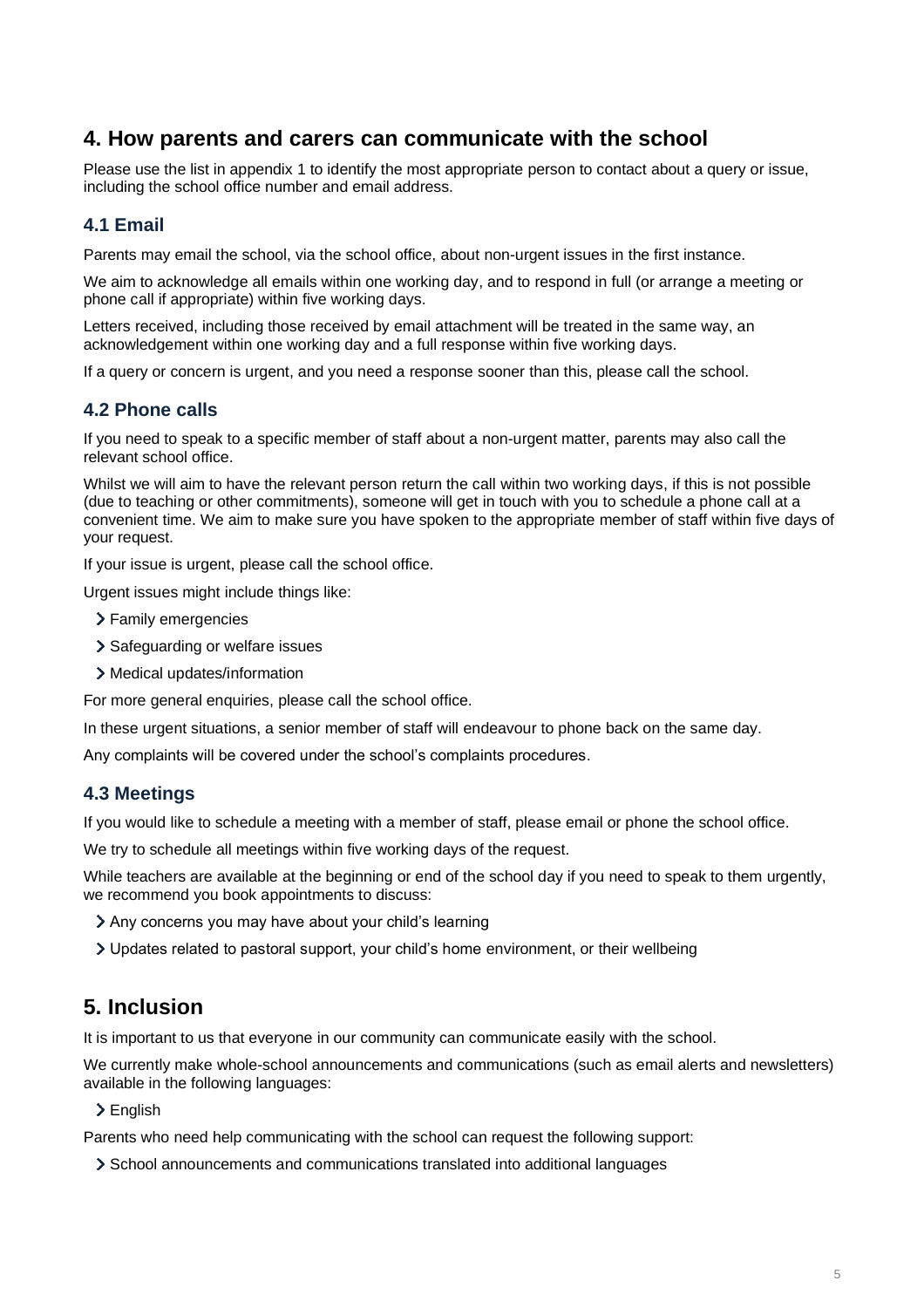## 4. How parents and carers can communicate with the school

Please use the list in appendix 1 to identify the most appropriate person to contact about a query or issue, including the school office number and email address.

### 4.1 Email

Parents may email the school, via the school office, about non-urgent issues in the first instance.

We aim to acknowledge all emails within one working day, and to respond in full (or arrange a meeting or phone call if appropriate) within five working days.

Letters received, including those received by email attachment will be treated in the same way, an acknowledgement within one working day and a full response within five working days.

If a query or concern is urgent, and you need a response sooner than this, please call the school.

### 4.2 Phone calls

If you need to speak to a specific member of staff about a non-urgent matter, parents may also call the relevant school office.

Whilst we will aim to have the relevant person return the call within two working days, if this is not possible (due to teaching or other commitments), someone will get in touch with you to schedule a phone call at a convenient time. We aim to make sure you have spoken to the appropriate member of staff within five days of your request.

If your issue is urgent, please call the school office.

Urgent issues might include things like:

- Family emergencies
- Safeguarding or welfare issues
- Medical updates/information

For more general enquiries, please call the school office.

In these urgent situations, a senior member of staff will endeavour to phone back on the same day.

Any complaints will be covered under the school's complaints procedures.

### 4.3 Meetings

If you would like to schedule a meeting with a member of staff, please email or phone the school office.

We try to schedule all meetings within five working days of the request.

While teachers are available at the beginning or end of the school day if you need to speak to them urgently, we recommend you book appointments to discuss:

- Any concerns you may have about your child's learning
- Updates related to pastoral support, your child's home environment, or their wellbeing

## 5. Inclusion

It is important to us that everyone in our community can communicate easily with the school.

We currently make whole-school announcements and communications (such as email alerts and newsletters) available in the following languages:

- English

Parents who need help communicating with the school can request the following support:

- School announcements and communications translated into additional languages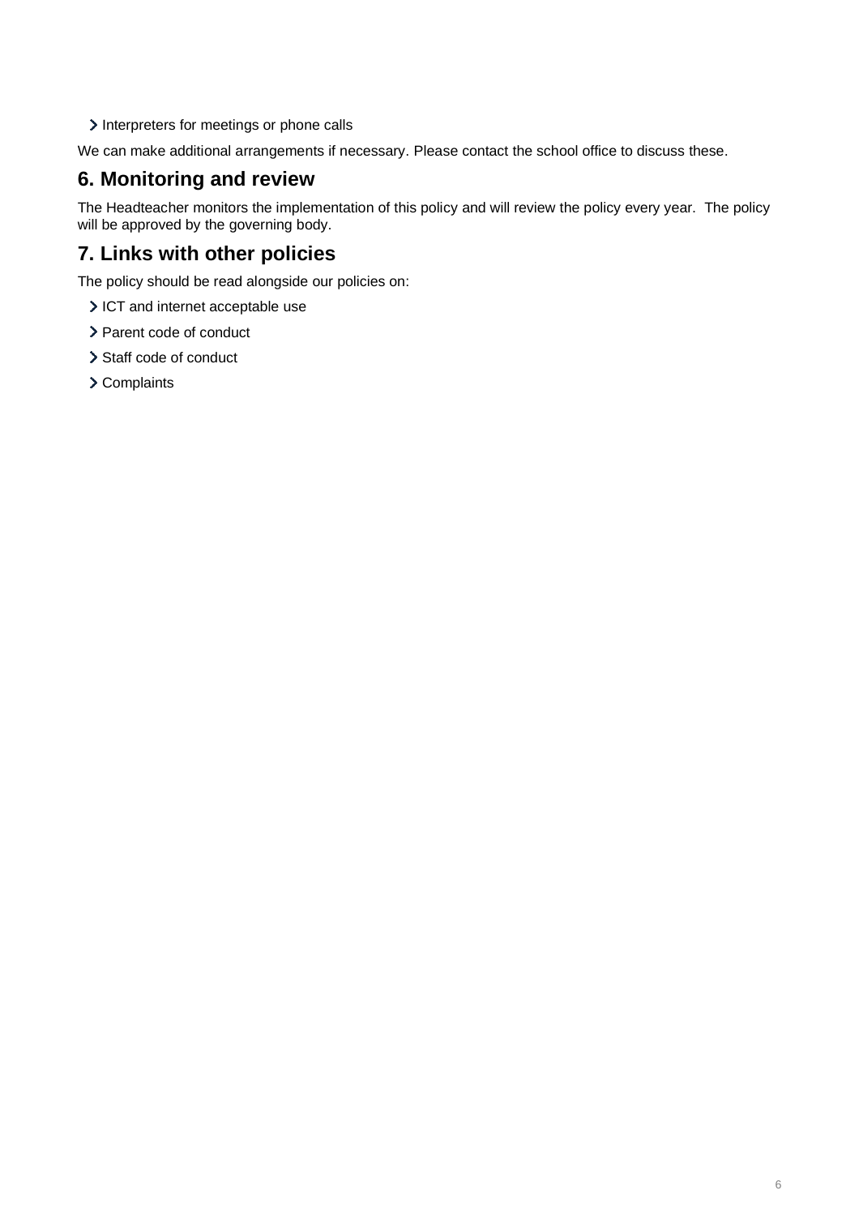- Interpreters for meetings or phone calls

We can make additional arrangements if necessary. Please contact the school office to discuss these.

## 6. Monitoring and review

The Headteacher monitors the implementation of this policy and will review the policy every year.  The policy will be approved by the governing body.

## 7. Links with other policies

The policy should be read alongside our policies on:

- ICT and internet acceptable use
- Parent code of conduct
- Staff code of conduct
- Complaints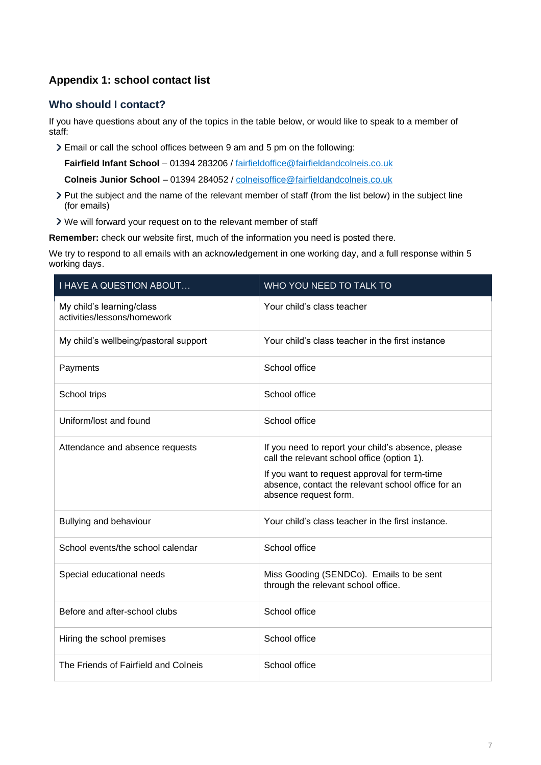## Appendix 1: school contact list

### Who should I contact?

If you have questions about any of the topics in the table below, or would like to speak to a member of staff:

- Email or call the school offices between 9 am and 5 pm on the following:

  **Fairfield Infant School** – 01394 283206 / fairfieldoffice@fairfieldandcolneis.co.uk

  **Colneis Junior School** – 01394 284052 / colneisoffice@fairfieldandcolneis.co.uk

- Put the subject and the name of the relevant member of staff (from the list below) in the subject line (for emails)
- We will forward your request on to the relevant member of staff

**Remember:** check our website first, much of the information you need is posted there.

We try to respond to all emails with an acknowledgement in one working day, and a full response within 5 working days.

| I HAVE A QUESTION ABOUT… | WHO YOU NEED TO TALK TO |
|---|---|
| My child's learning/class activities/lessons/homework | Your child's class teacher |
| My child's wellbeing/pastoral support | Your child's class teacher in the first instance |
| Payments | School office |
| School trips | School office |
| Uniform/lost and found | School office |
| Attendance and absence requests | If you need to report your child's absence, please call the relevant school office (option 1). If you want to request approval for term-time absence, contact the relevant school office for an absence request form. |
| Bullying and behaviour | Your child's class teacher in the first instance. |
| School events/the school calendar | School office |
| Special educational needs | Miss Gooding (SENDCo). Emails to be sent through the relevant school office. |
| Before and after-school clubs | School office |
| Hiring the school premises | School office |
| The Friends of Fairfield and Colneis | School office |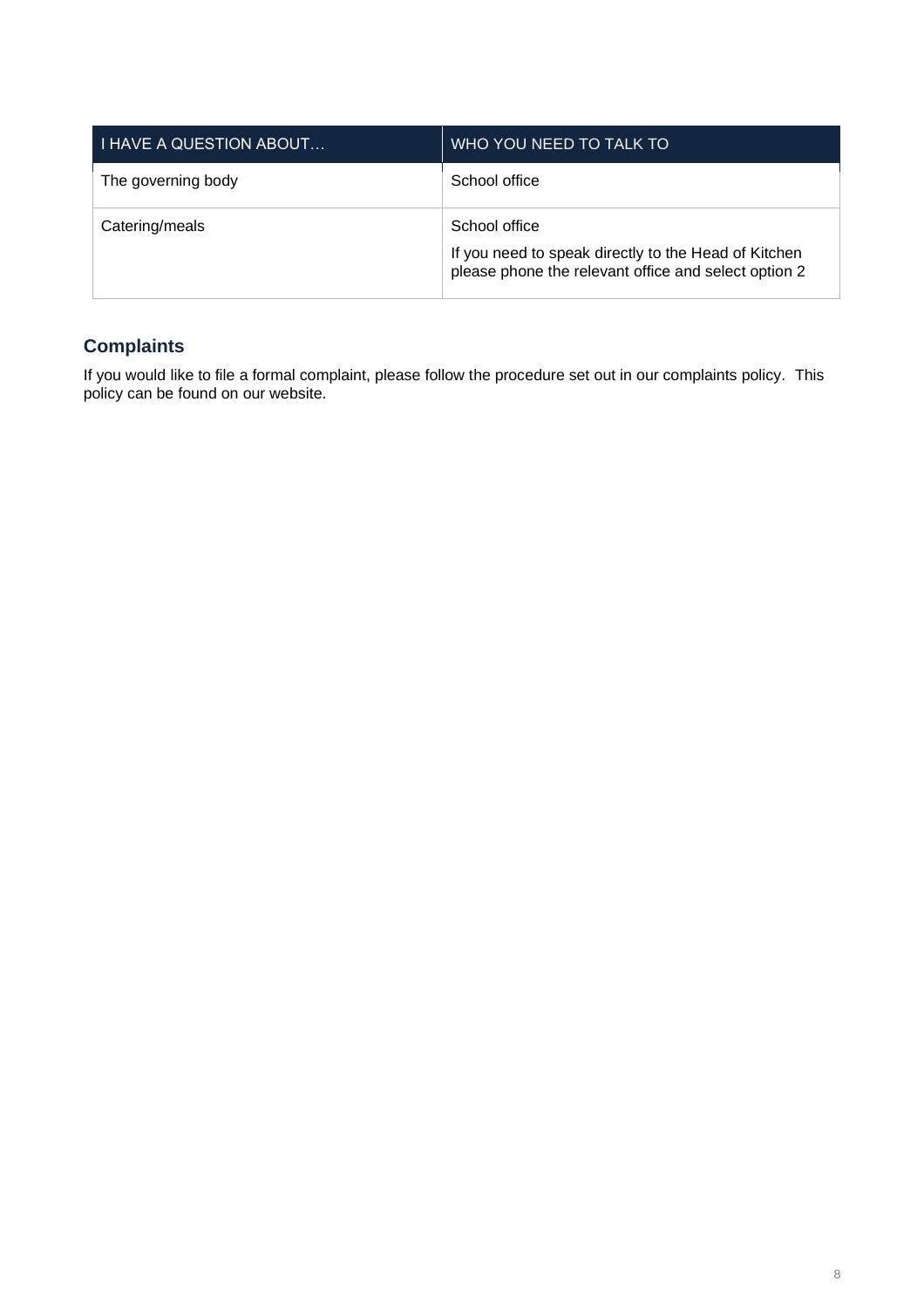| I HAVE A QUESTION ABOUT… | WHO YOU NEED TO TALK TO |
| --- | --- |
| The governing body | School office |
| Catering/meals | School office<br><br>If you need to speak directly to the Head of Kitchen please phone the relevant office and select option 2 |

## Complaints

If you would like to file a formal complaint, please follow the procedure set out in our complaints policy. This policy can be found on our website.